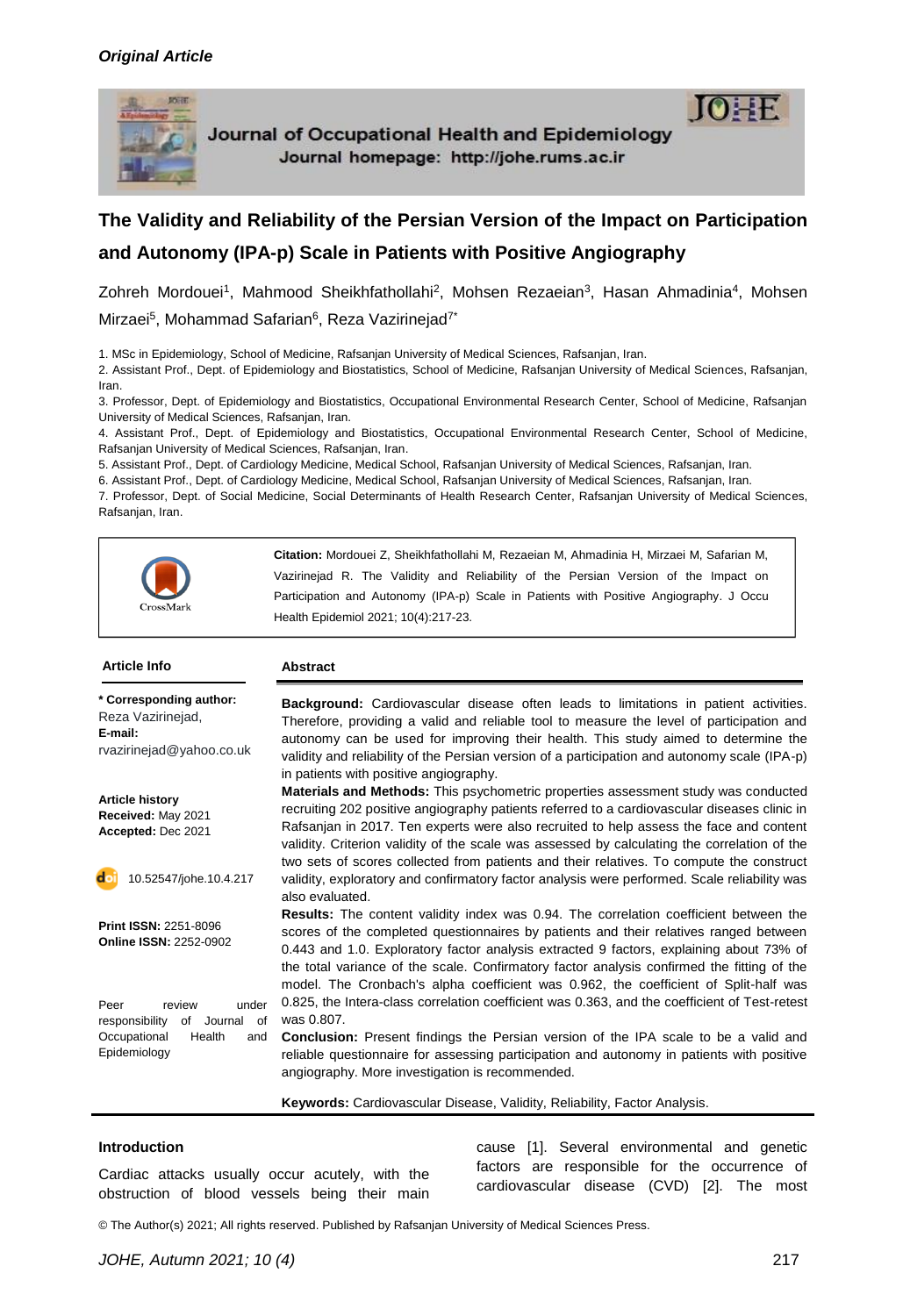*Original Article*

Journal of Occupational Health and Epidemiology
Journal homepage: http://johe.rums.ac.ir

# The Validity and Reliability of the Persian Version of the Impact on Participation and Autonomy (IPA-p) Scale in Patients with Positive Angiography

Zohreh Mordouei[1], Mahmood Sheikhfathollahi[2], Mohsen Rezaeian[3], Hasan Ahmadinia[4], Mohsen Mirzaei[5], Mohammad Safarian[6], Reza Vazirinejad[7*]

1. MSc in Epidemiology, School of Medicine, Rafsanjan University of Medical Sciences, Rafsanjan, Iran.
2. Assistant Prof., Dept. of Epidemiology and Biostatistics, School of Medicine, Rafsanjan University of Medical Sciences, Rafsanjan, Iran.
3. Professor, Dept. of Epidemiology and Biostatistics, Occupational Environmental Research Center, School of Medicine, Rafsanjan University of Medical Sciences, Rafsanjan, Iran.
4. Assistant Prof., Dept. of Epidemiology and Biostatistics, Occupational Environmental Research Center, School of Medicine, Rafsanjan University of Medical Sciences, Rafsanjan, Iran.
5. Assistant Prof., Dept. of Cardiology Medicine, Medical School, Rafsanjan University of Medical Sciences, Rafsanjan, Iran.
6. Assistant Prof., Dept. of Cardiology Medicine, Medical School, Rafsanjan University of Medical Sciences, Rafsanjan, Iran.
7. Professor, Dept. of Social Medicine, Social Determinants of Health Research Center, Rafsanjan University of Medical Sciences, Rafsanjan, Iran.

**Citation:** Mordouei Z, Sheikhfathollahi M, Rezaeian M, Ahmadinia H, Mirzaei M, Safarian M, Vazirinejad R. The Validity and Reliability of the Persian Version of the Impact on Participation and Autonomy (IPA-p) Scale in Patients with Positive Angiography. J Occu Health Epidemiol 2021; 10(4):217-23.

**Article Info**

**\* Corresponding author:**
Reza Vazirinejad,
**E-mail:**
rvazirinejad@yahoo.co.uk

**Article history**
**Received:** May 2021
**Accepted:** Dec 2021

10.52547/johe.10.4.217

**Print ISSN:** 2251-8096
**Online ISSN:** 2252-0902

Peer review under responsibility of Journal of Occupational Health and Epidemiology

**Abstract**

**Background:** Cardiovascular disease often leads to limitations in patient activities. Therefore, providing a valid and reliable tool to measure the level of participation and autonomy can be used for improving their health. This study aimed to determine the validity and reliability of the Persian version of a participation and autonomy scale (IPA-p) in patients with positive angiography.

**Materials and Methods:** This psychometric properties assessment study was conducted recruiting 202 positive angiography patients referred to a cardiovascular diseases clinic in Rafsanjan in 2017. Ten experts were also recruited to help assess the face and content validity. Criterion validity of the scale was assessed by calculating the correlation of the two sets of scores collected from patients and their relatives. To compute the construct validity, exploratory and confirmatory factor analysis were performed. Scale reliability was also evaluated.

**Results:** The content validity index was 0.94. The correlation coefficient between the scores of the completed questionnaires by patients and their relatives ranged between 0.443 and 1.0. Exploratory factor analysis extracted 9 factors, explaining about 73% of the total variance of the scale. Confirmatory factor analysis confirmed the fitting of the model. The Cronbach's alpha coefficient was 0.962, the coefficient of Split-half was 0.825, the Intera-class correlation coefficient was 0.363, and the coefficient of Test-retest was 0.807.

**Conclusion:** Present findings the Persian version of the IPA scale to be a valid and reliable questionnaire for assessing participation and autonomy in patients with positive angiography. More investigation is recommended.

**Keywords:** Cardiovascular Disease, Validity, Reliability, Factor Analysis.

## Introduction

Cardiac attacks usually occur acutely, with the obstruction of blood vessels being their main cause [1]. Several environmental and genetic factors are responsible for the occurrence of cardiovascular disease (CVD) [2]. The most

© The Author(s) 2021; All rights reserved. Published by Rafsanjan University of Medical Sciences Press.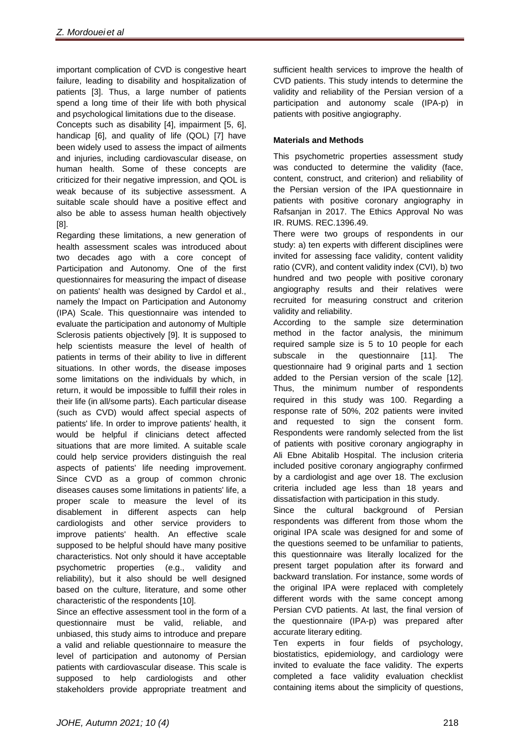important complication of CVD is congestive heart failure, leading to disability and hospitalization of patients [3]. Thus, a large number of patients spend a long time of their life with both physical and psychological limitations due to the disease.

Concepts such as disability [4], impairment [5, 6], handicap [6], and quality of life (QOL) [7] have been widely used to assess the impact of ailments and injuries, including cardiovascular disease, on human health. Some of these concepts are criticized for their negative impression, and QOL is weak because of its subjective assessment. A suitable scale should have a positive effect and also be able to assess human health objectively [8].

Regarding these limitations, a new generation of health assessment scales was introduced about two decades ago with a core concept of Participation and Autonomy. One of the first questionnaires for measuring the impact of disease on patients' health was designed by Cardol et al., namely the Impact on Participation and Autonomy (IPA) Scale. This questionnaire was intended to evaluate the participation and autonomy of Multiple Sclerosis patients objectively [9]. It is supposed to help scientists measure the level of health of patients in terms of their ability to live in different situations. In other words, the disease imposes some limitations on the individuals by which, in return, it would be impossible to fulfill their roles in their life (in all/some parts). Each particular disease (such as CVD) would affect special aspects of patients' life. In order to improve patients' health, it would be helpful if clinicians detect affected situations that are more limited. A suitable scale could help service providers distinguish the real aspects of patients' life needing improvement. Since CVD as a group of common chronic diseases causes some limitations in patients' life, a proper scale to measure the level of its disablement in different aspects can help cardiologists and other service providers to improve patients' health. An effective scale supposed to be helpful should have many positive characteristics. Not only should it have acceptable psychometric properties (e.g., validity and reliability), but it also should be well designed based on the culture, literature, and some other characteristic of the respondents [10].

Since an effective assessment tool in the form of a questionnaire must be valid, reliable, and unbiased, this study aims to introduce and prepare a valid and reliable questionnaire to measure the level of participation and autonomy of Persian patients with cardiovascular disease. This scale is supposed to help cardiologists and other stakeholders provide appropriate treatment and sufficient health services to improve the health of CVD patients. This study intends to determine the validity and reliability of the Persian version of a participation and autonomy scale (IPA-p) in patients with positive angiography.

## Materials and Methods

This psychometric properties assessment study was conducted to determine the validity (face, content, construct, and criterion) and reliability of the Persian version of the IPA questionnaire in patients with positive coronary angiography in Rafsanjan in 2017. The Ethics Approval No was IR. RUMS. REC.1396.49.

There were two groups of respondents in our study: a) ten experts with different disciplines were invited for assessing face validity, content validity ratio (CVR), and content validity index (CVI), b) two hundred and two people with positive coronary angiography results and their relatives were recruited for measuring construct and criterion validity and reliability.

According to the sample size determination method in the factor analysis, the minimum required sample size is 5 to 10 people for each subscale in the questionnaire [11]. The questionnaire had 9 original parts and 1 section added to the Persian version of the scale [12]. Thus, the minimum number of respondents required in this study was 100. Regarding a response rate of 50%, 202 patients were invited and requested to sign the consent form. Respondents were randomly selected from the list of patients with positive coronary angiography in Ali Ebne Abitalib Hospital. The inclusion criteria included positive coronary angiography confirmed by a cardiologist and age over 18. The exclusion criteria included age less than 18 years and dissatisfaction with participation in this study.

Since the cultural background of Persian respondents was different from those whom the original IPA scale was designed for and some of the questions seemed to be unfamiliar to patients, this questionnaire was literally localized for the present target population after its forward and backward translation. For instance, some words of the original IPA were replaced with completely different words with the same concept among Persian CVD patients. At last, the final version of the questionnaire (IPA-p) was prepared after accurate literary editing.

Ten experts in four fields of psychology, biostatistics, epidemiology, and cardiology were invited to evaluate the face validity. The experts completed a face validity evaluation checklist containing items about the simplicity of questions,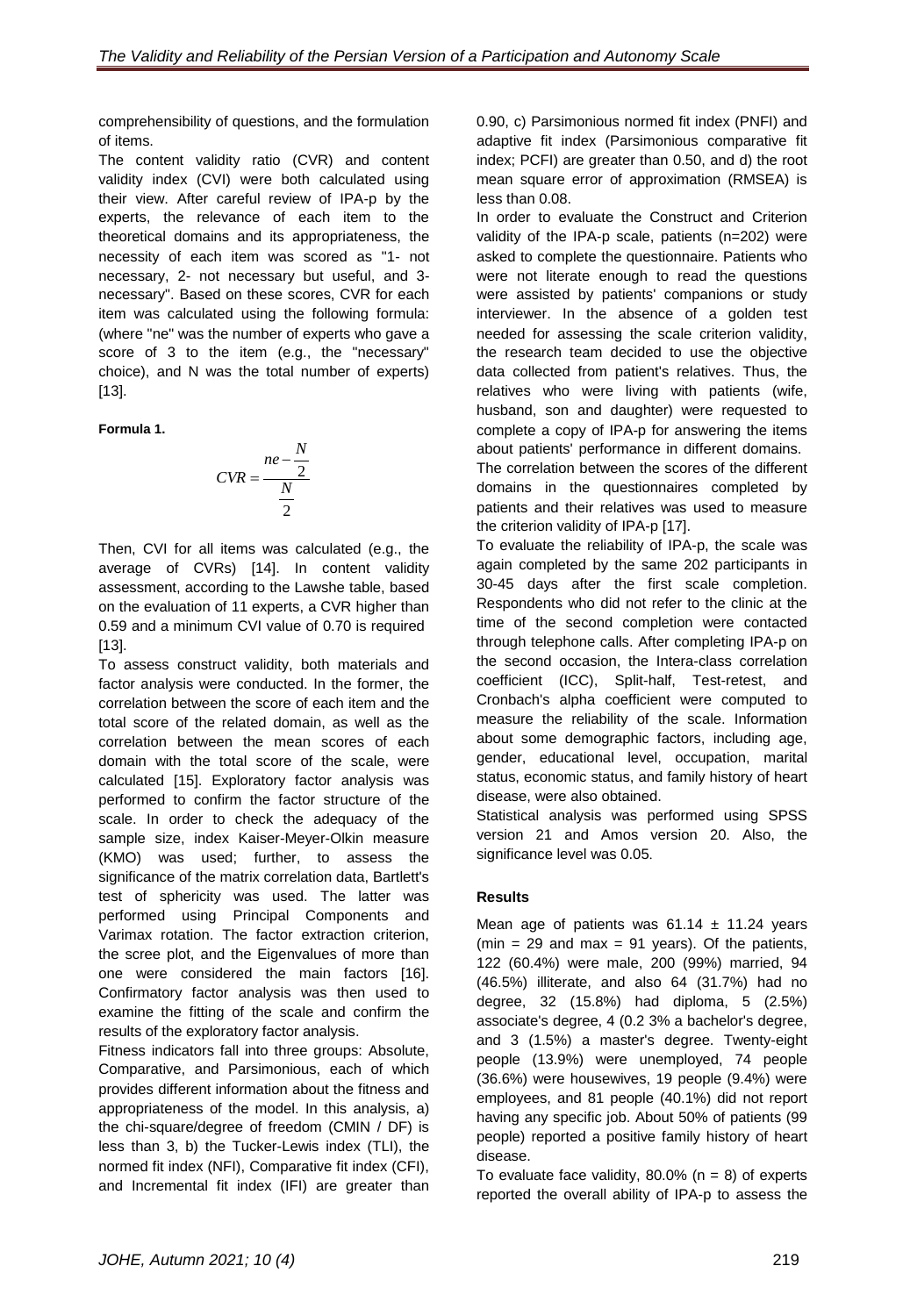comprehensibility of questions, and the formulation of items.

The content validity ratio (CVR) and content validity index (CVI) were both calculated using their view. After careful review of IPA-p by the experts, the relevance of each item to the theoretical domains and its appropriateness, the necessity of each item was scored as "1- not necessary, 2- not necessary but useful, and 3- necessary". Based on these scores, CVR for each item was calculated using the following formula: (where "ne" was the number of experts who gave a score of 3 to the item (e.g., the "necessary" choice), and N was the total number of experts) [13].

**Formula 1.**

$$CVR = \frac{ne - \frac{N}{2}}{\frac{N}{2}}$$

Then, CVI for all items was calculated (e.g., the average of CVRs) [14]. In content validity assessment, according to the Lawshe table, based on the evaluation of 11 experts, a CVR higher than 0.59 and a minimum CVI value of 0.70 is required [13].

To assess construct validity, both materials and factor analysis were conducted. In the former, the correlation between the score of each item and the total score of the related domain, as well as the correlation between the mean scores of each domain with the total score of the scale, were calculated [15]. Exploratory factor analysis was performed to confirm the factor structure of the scale. In order to check the adequacy of the sample size, index Kaiser-Meyer-Olkin measure (KMO) was used; further, to assess the significance of the matrix correlation data, Bartlett's test of sphericity was used. The latter was performed using Principal Components and Varimax rotation. The factor extraction criterion, the scree plot, and the Eigenvalues of more than one were considered the main factors [16]. Confirmatory factor analysis was then used to examine the fitting of the scale and confirm the results of the exploratory factor analysis.

Fitness indicators fall into three groups: Absolute, Comparative, and Parsimonious, each of which provides different information about the fitness and appropriateness of the model. In this analysis, a) the chi-square/degree of freedom (CMIN / DF) is less than 3, b) the Tucker-Lewis index (TLI), the normed fit index (NFI), Comparative fit index (CFI), and Incremental fit index (IFI) are greater than 0.90, c) Parsimonious normed fit index (PNFI) and adaptive fit index (Parsimonious comparative fit index; PCFI) are greater than 0.50, and d) the root mean square error of approximation (RMSEA) is less than 0.08.

In order to evaluate the Construct and Criterion validity of the IPA-p scale, patients (n=202) were asked to complete the questionnaire. Patients who were not literate enough to read the questions were assisted by patients' companions or study interviewer. In the absence of a golden test needed for assessing the scale criterion validity, the research team decided to use the objective data collected from patient's relatives. Thus, the relatives who were living with patients (wife, husband, son and daughter) were requested to complete a copy of IPA-p for answering the items about patients' performance in different domains.

The correlation between the scores of the different domains in the questionnaires completed by patients and their relatives was used to measure the criterion validity of IPA-p [17].

To evaluate the reliability of IPA-p, the scale was again completed by the same 202 participants in 30-45 days after the first scale completion. Respondents who did not refer to the clinic at the time of the second completion were contacted through telephone calls. After completing IPA-p on the second occasion, the Intera-class correlation coefficient (ICC), Split-half, Test-retest, and Cronbach's alpha coefficient were computed to measure the reliability of the scale. Information about some demographic factors, including age, gender, educational level, occupation, marital status, economic status, and family history of heart disease, were also obtained.

Statistical analysis was performed using SPSS version 21 and Amos version 20. Also, the significance level was 0.05.

## Results

Mean age of patients was 61.14 ± 11.24 years (min = 29 and max = 91 years). Of the patients, 122 (60.4%) were male, 200 (99%) married, 94 (46.5%) illiterate, and also 64 (31.7%) had no degree, 32 (15.8%) had diploma, 5 (2.5%) associate's degree, 4 (0.2 3% a bachelor's degree, and 3 (1.5%) a master's degree. Twenty-eight people (13.9%) were unemployed, 74 people (36.6%) were housewives, 19 people (9.4%) were employees, and 81 people (40.1%) did not report having any specific job. About 50% of patients (99 people) reported a positive family history of heart disease.

To evaluate face validity, 80.0% (n = 8) of experts reported the overall ability of IPA-p to assess the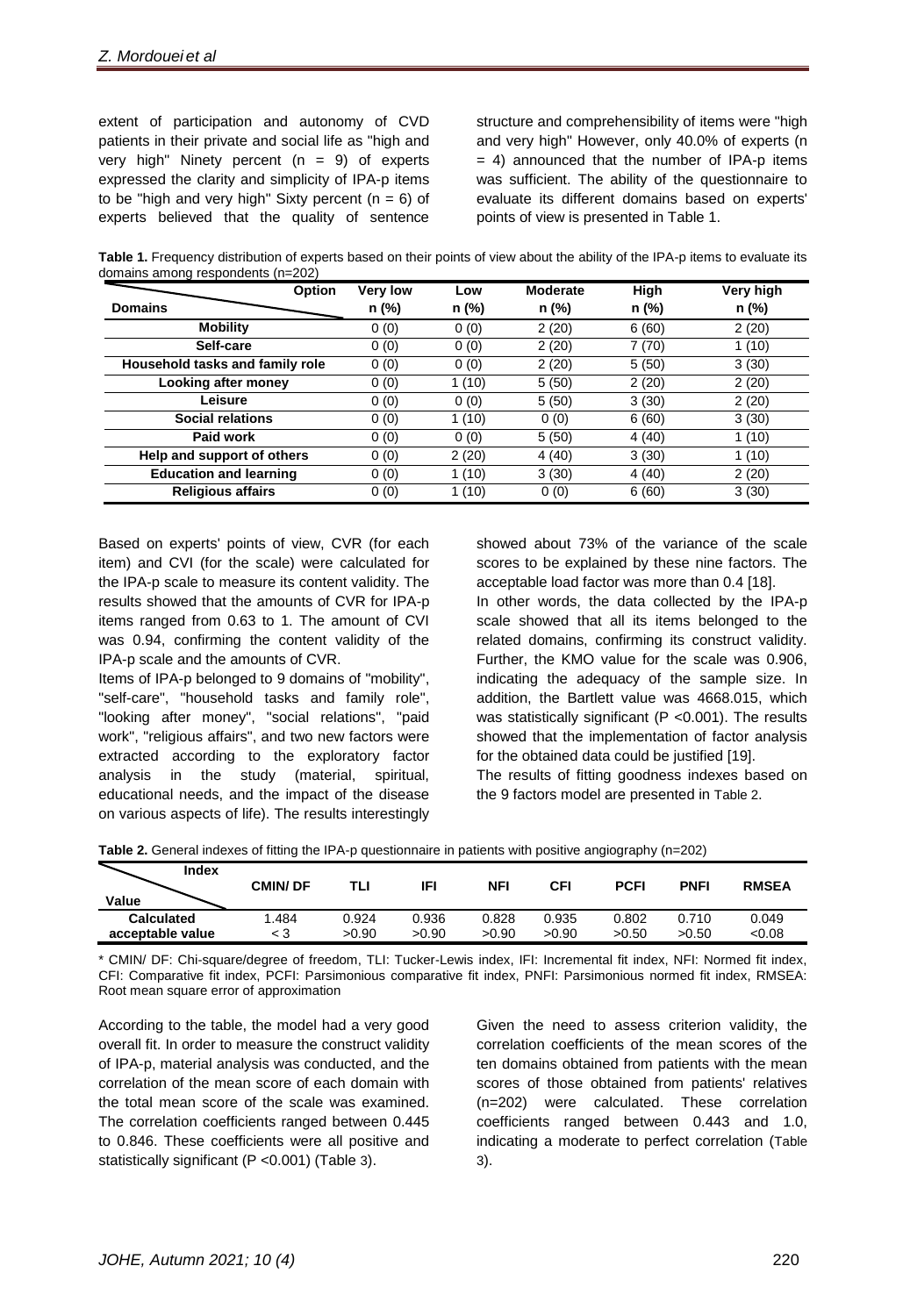extent of participation and autonomy of CVD patients in their private and social life as "high and very high" Ninety percent (n = 9) of experts expressed the clarity and simplicity of IPA-p items to be "high and very high" Sixty percent (n = 6) of experts believed that the quality of sentence structure and comprehensibility of items were "high and very high" However, only 40.0% of experts (n = 4) announced that the number of IPA-p items was sufficient. The ability of the questionnaire to evaluate its different domains based on experts' points of view is presented in Table 1.

**Table 1.** Frequency distribution of experts based on their points of view about the ability of the IPA-p items to evaluate its domains among respondents (n=202)

| Domains \ Option | Very low n (%) | Low n (%) | Moderate n (%) | High n (%) | Very high n (%) |
|---|---|---|---|---|---|
| **Mobility** | 0 (0) | 0 (0) | 2 (20) | 6 (60) | 2 (20) |
| **Self-care** | 0 (0) | 0 (0) | 2 (20) | 7 (70) | 1 (10) |
| **Household tasks and family role** | 0 (0) | 0 (0) | 2 (20) | 5 (50) | 3 (30) |
| **Looking after money** | 0 (0) | 1 (10) | 5 (50) | 2 (20) | 2 (20) |
| **Leisure** | 0 (0) | 0 (0) | 5 (50) | 3 (30) | 2 (20) |
| **Social relations** | 0 (0) | 1 (10) | 0 (0) | 6 (60) | 3 (30) |
| **Paid work** | 0 (0) | 0 (0) | 5 (50) | 4 (40) | 1 (10) |
| **Help and support of others** | 0 (0) | 2 (20) | 4 (40) | 3 (30) | 1 (10) |
| **Education and learning** | 0 (0) | 1 (10) | 3 (30) | 4 (40) | 2 (20) |
| **Religious affairs** | 0 (0) | 1 (10) | 0 (0) | 6 (60) | 3 (30) |

Based on experts' points of view, CVR (for each item) and CVI (for the scale) were calculated for the IPA-p scale to measure its content validity. The results showed that the amounts of CVR for IPA-p items ranged from 0.63 to 1. The amount of CVI was 0.94, confirming the content validity of the IPA-p scale and the amounts of CVR.

Items of IPA-p belonged to 9 domains of "mobility", "self-care", "household tasks and family role", "looking after money", "social relations", "paid work", "religious affairs", and two new factors were extracted according to the exploratory factor analysis in the study (material, spiritual, educational needs, and the impact of the disease on various aspects of life). The results interestingly showed about 73% of the variance of the scale scores to be explained by these nine factors. The acceptable load factor was more than 0.4 [18].

In other words, the data collected by the IPA-p scale showed that all its items belonged to the related domains, confirming its construct validity. Further, the KMO value for the scale was 0.906, indicating the adequacy of the sample size. In addition, the Bartlett value was 4668.015, which was statistically significant ($P < 0.001$). The results showed that the implementation of factor analysis for the obtained data could be justified [19].

The results of fitting goodness indexes based on the 9 factors model are presented in Table 2.

**Table 2.** General indexes of fitting the IPA-p questionnaire in patients with positive angiography (n=202)

| Value \ Index | CMIN/ DF | TLI | IFI | NFI | CFI | PCFI | PNFI | RMSEA |
|---|---|---|---|---|---|---|---|---|
| **Calculated** | 1.484 | 0.924 | 0.936 | 0.828 | 0.935 | 0.802 | 0.710 | 0.049 |
| **acceptable value** | < 3 | >0.90 | >0.90 | >0.90 | >0.90 | >0.50 | >0.50 | <0.08 |

\* CMIN/ DF: Chi-square/degree of freedom, TLI: Tucker-Lewis index, IFI: Incremental fit index, NFI: Normed fit index, CFI: Comparative fit index, PCFI: Parsimonious comparative fit index, PNFI: Parsimonious normed fit index, RMSEA: Root mean square error of approximation

According to the table, the model had a very good overall fit. In order to measure the construct validity of IPA-p, material analysis was conducted, and the correlation of the mean score of each domain with the total mean score of the scale was examined. The correlation coefficients ranged between 0.445 to 0.846. These coefficients were all positive and statistically significant ($P < 0.001$) (Table 3).

Given the need to assess criterion validity, the correlation coefficients of the mean scores of the ten domains obtained from patients with the mean scores of those obtained from patients' relatives (n=202) were calculated. These correlation coefficients ranged between 0.443 and 1.0, indicating a moderate to perfect correlation (Table 3).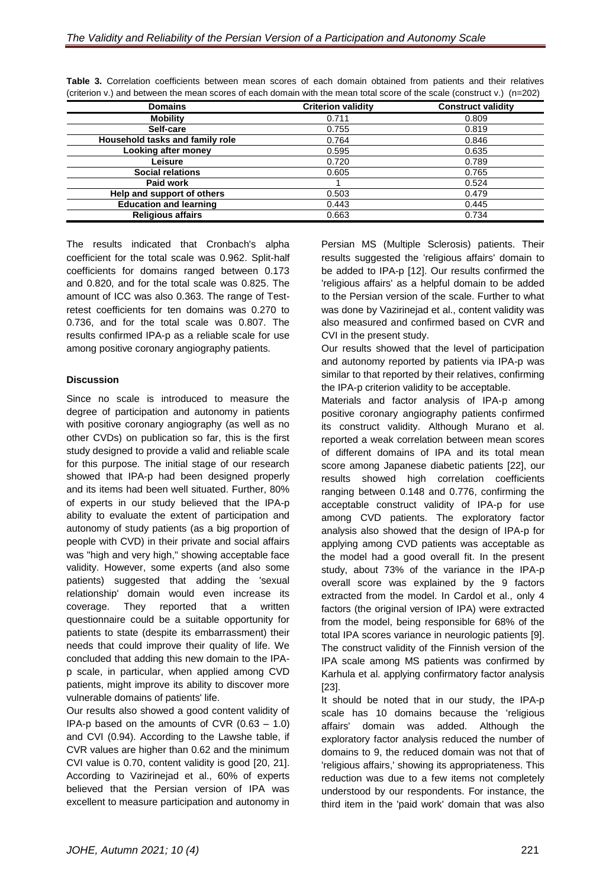**Table 3.** Correlation coefficients between mean scores of each domain obtained from patients and their relatives (criterion v.) and between the mean scores of each domain with the mean total score of the scale (construct v.) (n=202)

| Domains | Criterion validity | Construct validity |
|---|---|---|
| Mobility | 0.711 | 0.809 |
| Self-care | 0.755 | 0.819 |
| Household tasks and family role | 0.764 | 0.846 |
| Looking after money | 0.595 | 0.635 |
| Leisure | 0.720 | 0.789 |
| Social relations | 0.605 | 0.765 |
| Paid work | 1 | 0.524 |
| Help and support of others | 0.503 | 0.479 |
| Education and learning | 0.443 | 0.445 |
| Religious affairs | 0.663 | 0.734 |

The results indicated that Cronbach's alpha coefficient for the total scale was 0.962. Split-half coefficients for domains ranged between 0.173 and 0.820, and for the total scale was 0.825. The amount of ICC was also 0.363. The range of Test-retest coefficients for ten domains was 0.270 to 0.736, and for the total scale was 0.807. The results confirmed IPA-p as a reliable scale for use among positive coronary angiography patients.

## Discussion

Since no scale is introduced to measure the degree of participation and autonomy in patients with positive coronary angiography (as well as no other CVDs) on publication so far, this is the first study designed to provide a valid and reliable scale for this purpose. The initial stage of our research showed that IPA-p had been designed properly and its items had been well situated. Further, 80% of experts in our study believed that the IPA-p ability to evaluate the extent of participation and autonomy of study patients (as a big proportion of people with CVD) in their private and social affairs was "high and very high," showing acceptable face validity. However, some experts (and also some patients) suggested that adding the 'sexual relationship' domain would even increase its coverage. They reported that a written questionnaire could be a suitable opportunity for patients to state (despite its embarrassment) their needs that could improve their quality of life. We concluded that adding this new domain to the IPA-p scale, in particular, when applied among CVD patients, might improve its ability to discover more vulnerable domains of patients' life.

Our results also showed a good content validity of IPA-p based on the amounts of CVR (0.63 – 1.0) and CVI (0.94). According to the Lawshe table, if CVR values are higher than 0.62 and the minimum CVI value is 0.70, content validity is good [20, 21]. According to Vazirinejad et al., 60% of experts believed that the Persian version of IPA was excellent to measure participation and autonomy in Persian MS (Multiple Sclerosis) patients. Their results suggested the 'religious affairs' domain to be added to IPA-p [12]. Our results confirmed the 'religious affairs' as a helpful domain to be added to the Persian version of the scale. Further to what was done by Vazirinejad et al., content validity was also measured and confirmed based on CVR and CVI in the present study.

Our results showed that the level of participation and autonomy reported by patients via IPA-p was similar to that reported by their relatives, confirming the IPA-p criterion validity to be acceptable.

Materials and factor analysis of IPA-p among positive coronary angiography patients confirmed its construct validity. Although Murano et al. reported a weak correlation between mean scores of different domains of IPA and its total mean score among Japanese diabetic patients [22], our results showed high correlation coefficients ranging between 0.148 and 0.776, confirming the acceptable construct validity of IPA-p for use among CVD patients. The exploratory factor analysis also showed that the design of IPA-p for applying among CVD patients was acceptable as the model had a good overall fit. In the present study, about 73% of the variance in the IPA-p overall score was explained by the 9 factors extracted from the model. In Cardol et al., only 4 factors (the original version of IPA) were extracted from the model, being responsible for 68% of the total IPA scores variance in neurologic patients [9]. The construct validity of the Finnish version of the IPA scale among MS patients was confirmed by Karhula et al. applying confirmatory factor analysis [23].

It should be noted that in our study, the IPA-p scale has 10 domains because the 'religious affairs' domain was added. Although the exploratory factor analysis reduced the number of domains to 9, the reduced domain was not that of 'religious affairs,' showing its appropriateness. This reduction was due to a few items not completely understood by our respondents. For instance, the third item in the 'paid work' domain that was also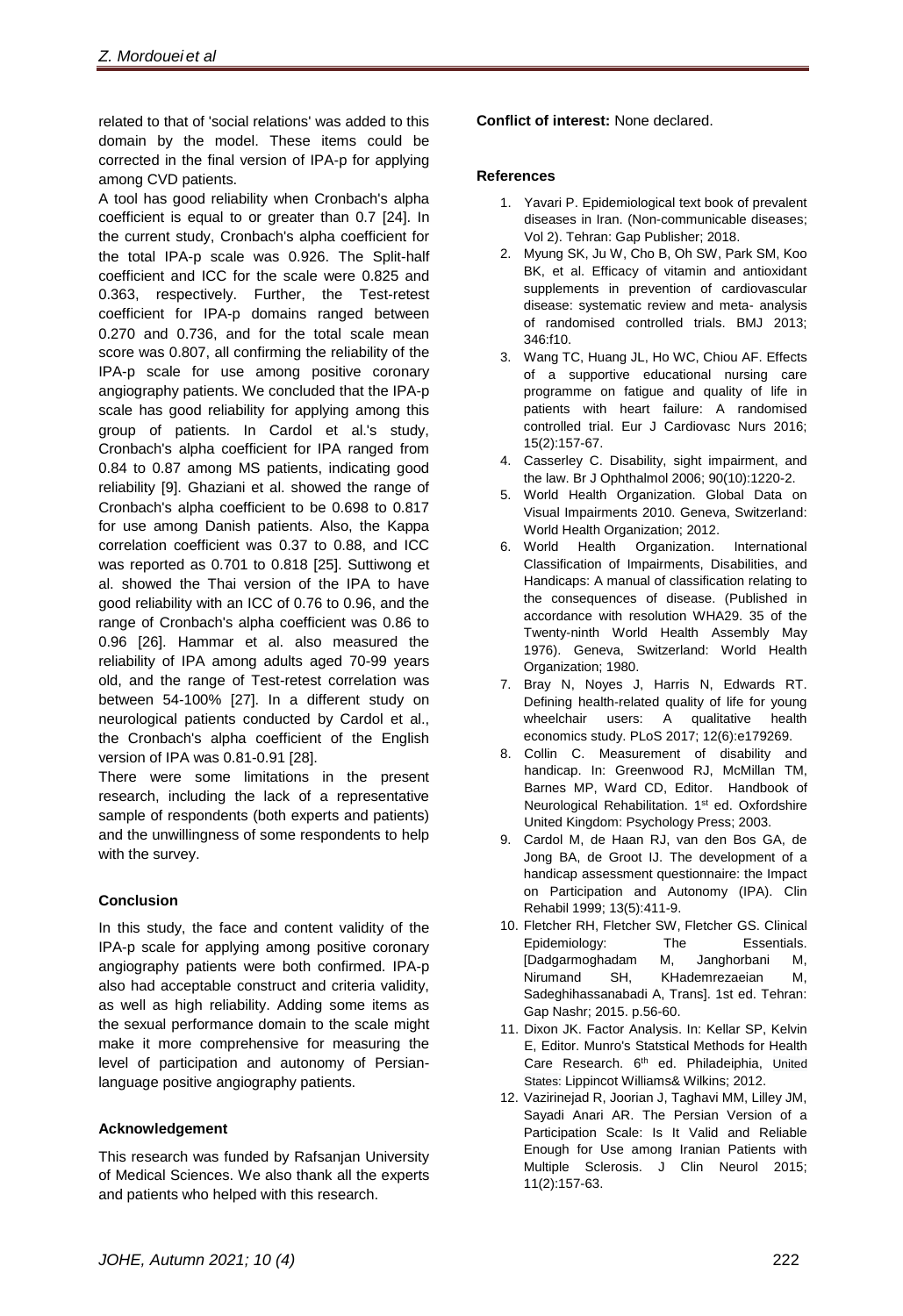related to that of 'social relations' was added to this domain by the model. These items could be corrected in the final version of IPA-p for applying among CVD patients.

A tool has good reliability when Cronbach's alpha coefficient is equal to or greater than 0.7 [24]. In the current study, Cronbach's alpha coefficient for the total IPA-p scale was 0.926. The Split-half coefficient and ICC for the scale were 0.825 and 0.363, respectively. Further, the Test-retest coefficient for IPA-p domains ranged between 0.270 and 0.736, and for the total scale mean score was 0.807, all confirming the reliability of the IPA-p scale for use among positive coronary angiography patients. We concluded that the IPA-p scale has good reliability for applying among this group of patients. In Cardol et al.'s study, Cronbach's alpha coefficient for IPA ranged from 0.84 to 0.87 among MS patients, indicating good reliability [9]. Ghaziani et al. showed the range of Cronbach's alpha coefficient to be 0.698 to 0.817 for use among Danish patients. Also, the Kappa correlation coefficient was 0.37 to 0.88, and ICC was reported as 0.701 to 0.818 [25]. Suttiwong et al. showed the Thai version of the IPA to have good reliability with an ICC of 0.76 to 0.96, and the range of Cronbach's alpha coefficient was 0.86 to 0.96 [26]. Hammar et al. also measured the reliability of IPA among adults aged 70-99 years old, and the range of Test-retest correlation was between 54-100% [27]. In a different study on neurological patients conducted by Cardol et al., the Cronbach's alpha coefficient of the English version of IPA was 0.81-0.91 [28].

There were some limitations in the present research, including the lack of a representative sample of respondents (both experts and patients) and the unwillingness of some respondents to help with the survey.

## Conclusion

In this study, the face and content validity of the IPA-p scale for applying among positive coronary angiography patients were both confirmed. IPA-p also had acceptable construct and criteria validity, as well as high reliability. Adding some items as the sexual performance domain to the scale might make it more comprehensive for measuring the level of participation and autonomy of Persian-language positive angiography patients.

## Acknowledgement

This research was funded by Rafsanjan University of Medical Sciences. We also thank all the experts and patients who helped with this research.

**Conflict of interest:** None declared.

## References

1. Yavari P. Epidemiological text book of prevalent diseases in Iran. (Non-communicable diseases; Vol 2). Tehran: Gap Publisher; 2018.
2. Myung SK, Ju W, Cho B, Oh SW, Park SM, Koo BK, et al. Efficacy of vitamin and antioxidant supplements in prevention of cardiovascular disease: systematic review and meta- analysis of randomised controlled trials. BMJ 2013; 346:f10.
3. Wang TC, Huang JL, Ho WC, Chiou AF. Effects of a supportive educational nursing care programme on fatigue and quality of life in patients with heart failure: A randomised controlled trial. Eur J Cardiovasc Nurs 2016; 15(2):157-67.
4. Casserley C. Disability, sight impairment, and the law. Br J Ophthalmol 2006; 90(10):1220-2.
5. World Health Organization. Global Data on Visual Impairments 2010. Geneva, Switzerland: World Health Organization; 2012.
6. World Health Organization. International Classification of Impairments, Disabilities, and Handicaps: A manual of classification relating to the consequences of disease. (Published in accordance with resolution WHA29. 35 of the Twenty-ninth World Health Assembly May 1976). Geneva, Switzerland: World Health Organization; 1980.
7. Bray N, Noyes J, Harris N, Edwards RT. Defining health-related quality of life for young wheelchair users: A qualitative health economics study. PLoS 2017; 12(6):e179269.
8. Collin C. Measurement of disability and handicap. In: Greenwood RJ, McMillan TM, Barnes MP, Ward CD, Editor. Handbook of Neurological Rehabilitation. 1st ed. Oxfordshire United Kingdom: Psychology Press; 2003.
9. Cardol M, de Haan RJ, van den Bos GA, de Jong BA, de Groot IJ. The development of a handicap assessment questionnaire: the Impact on Participation and Autonomy (IPA). Clin Rehabil 1999; 13(5):411-9.
10. Fletcher RH, Fletcher SW, Fletcher GS. Clinical Epidemiology: The Essentials. [Dadgarmoghadam M, Janghorbani M, Nirumand SH, KHademrezaeian M, Sadeghihassanabadi A, Trans]. 1st ed. Tehran: Gap Nashr; 2015. p.56-60.
11. Dixon JK. Factor Analysis. In: Kellar SP, Kelvin E, Editor. Munro's Statstical Methods for Health Care Research. 6th ed. Philadeiphia, United States: Lippincot Williams& Wilkins; 2012.
12. Vazirinejad R, Joorian J, Taghavi MM, Lilley JM, Sayadi Anari AR. The Persian Version of a Participation Scale: Is It Valid and Reliable Enough for Use among Iranian Patients with Multiple Sclerosis. J Clin Neurol 2015; 11(2):157-63.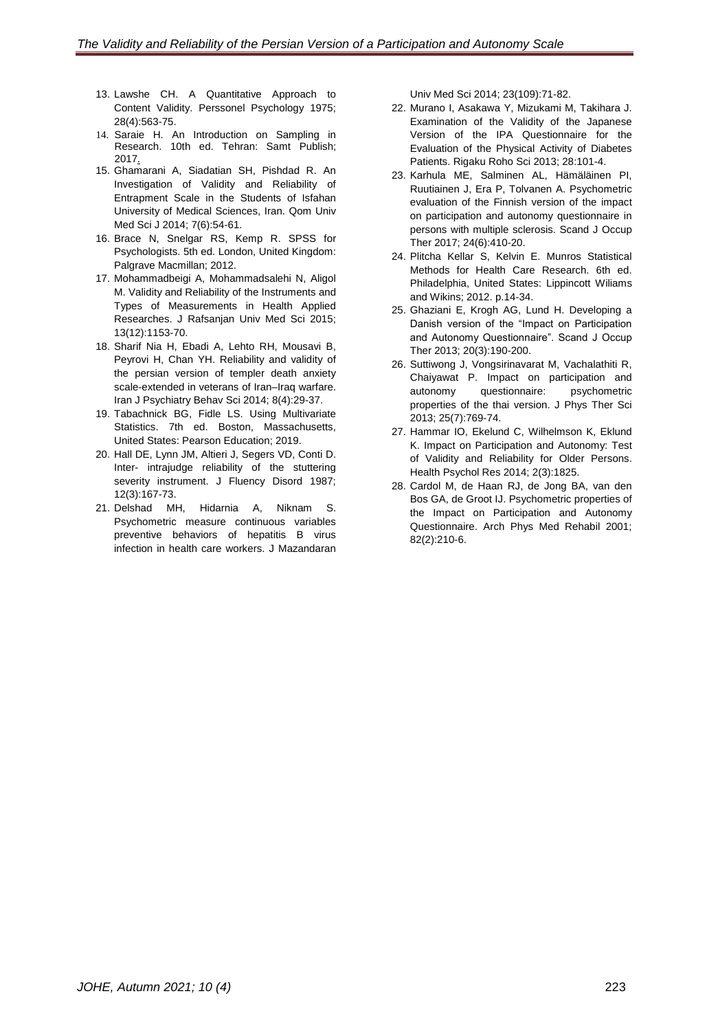13. Lawshe CH. A Quantitative Approach to Content Validity. Perssonel Psychology 1975; 28(4):563-75.
14. Saraie H. An Introduction on Sampling in Research. 10th ed. Tehran: Samt Publish; 2017.
15. Ghamarani A, Siadatian SH, Pishdad R. An Investigation of Validity and Reliability of Entrapment Scale in the Students of Isfahan University of Medical Sciences, Iran. Qom Univ Med Sci J 2014; 7(6):54-61.
16. Brace N, Snelgar RS, Kemp R. SPSS for Psychologists. 5th ed. London, United Kingdom: Palgrave Macmillan; 2012.
17. Mohammadbeigi A, Mohammadsalehi N, Aligol M. Validity and Reliability of the Instruments and Types of Measurements in Health Applied Researches. J Rafsanjan Univ Med Sci 2015; 13(12):1153-70.
18. Sharif Nia H, Ebadi A, Lehto RH, Mousavi B, Peyrovi H, Chan YH. Reliability and validity of the persian version of templer death anxiety scale-extended in veterans of Iran–Iraq warfare. Iran J Psychiatry Behav Sci 2014; 8(4):29-37.
19. Tabachnick BG, Fidle LS. Using Multivariate Statistics. 7th ed. Boston, Massachusetts, United States: Pearson Education; 2019.
20. Hall DE, Lynn JM, Altieri J, Segers VD, Conti D. Inter- intrajudge reliability of the stuttering severity instrument. J Fluency Disord 1987; 12(3):167-73.
21. Delshad MH, Hidarnia A, Niknam S. Psychometric measure continuous variables preventive behaviors of hepatitis B virus infection in health care workers. J Mazandaran Univ Med Sci 2014; 23(109):71-82.
22. Murano I, Asakawa Y, Mizukami M, Takihara J. Examination of the Validity of the Japanese Version of the IPA Questionnaire for the Evaluation of the Physical Activity of Diabetes Patients. Rigaku Roho Sci 2013; 28:101-4.
23. Karhula ME, Salminen AL, Hämäläinen PI, Ruutiainen J, Era P, Tolvanen A. Psychometric evaluation of the Finnish version of the impact on participation and autonomy questionnaire in persons with multiple sclerosis. Scand J Occup Ther 2017; 24(6):410-20.
24. Plitcha Kellar S, Kelvin E. Munros Statistical Methods for Health Care Research. 6th ed. Philadelphia, United States: Lippincott Wiliams and Wikins; 2012. p.14-34.
25. Ghaziani E, Krogh AG, Lund H. Developing a Danish version of the "Impact on Participation and Autonomy Questionnaire". Scand J Occup Ther 2013; 20(3):190-200.
26. Suttiwong J, Vongsirinavarat M, Vachalathiti R, Chaiyawat P. Impact on participation and autonomy questionnaire: psychometric properties of the thai version. J Phys Ther Sci 2013; 25(7):769-74.
27. Hammar IO, Ekelund C, Wilhelmson K, Eklund K. Impact on Participation and Autonomy: Test of Validity and Reliability for Older Persons. Health Psychol Res 2014; 2(3):1825.
28. Cardol M, de Haan RJ, de Jong BA, van den Bos GA, de Groot IJ. Psychometric properties of the Impact on Participation and Autonomy Questionnaire. Arch Phys Med Rehabil 2001; 82(2):210-6.